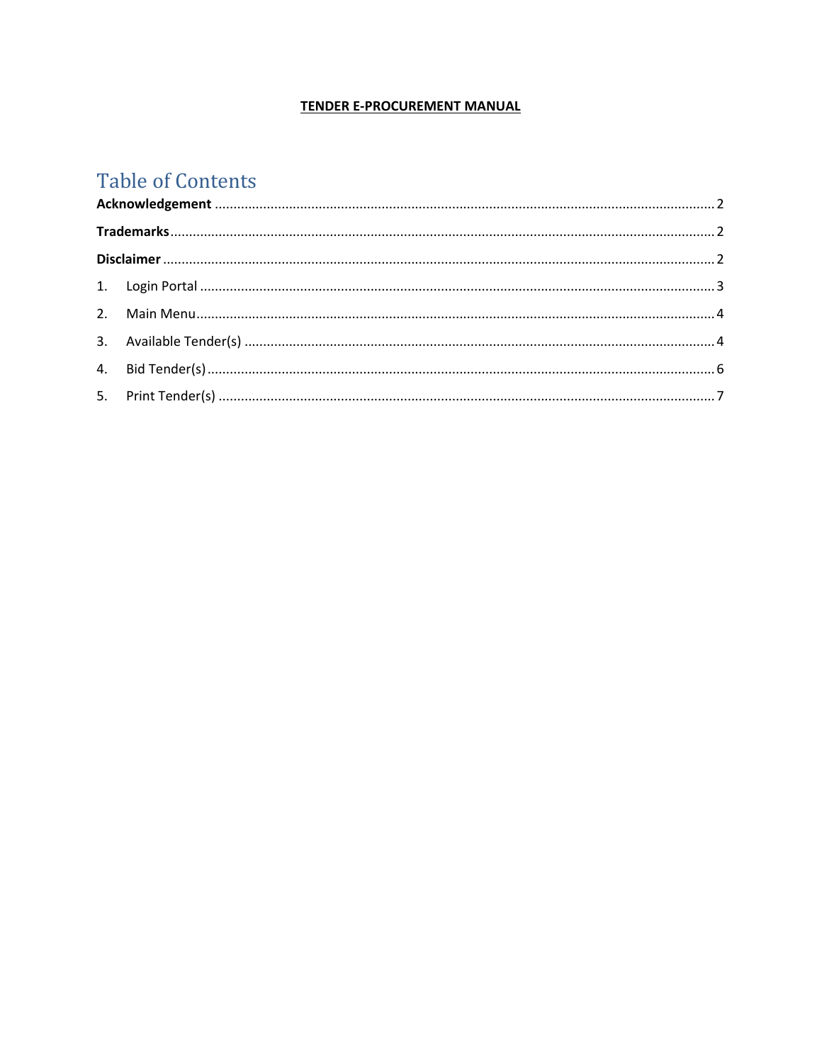**TENDER E-PROCUREMENT MANUAL**

# Table of Contents

**Acknowledgement** ..... 2

**Trademarks** ..... 2

**Disclaimer** ..... 2

1. Login Portal ..... 3
2. Main Menu ..... 4
3. Available Tender(s) ..... 4
4. Bid Tender(s) ..... 6
5. Print Tender(s) ..... 7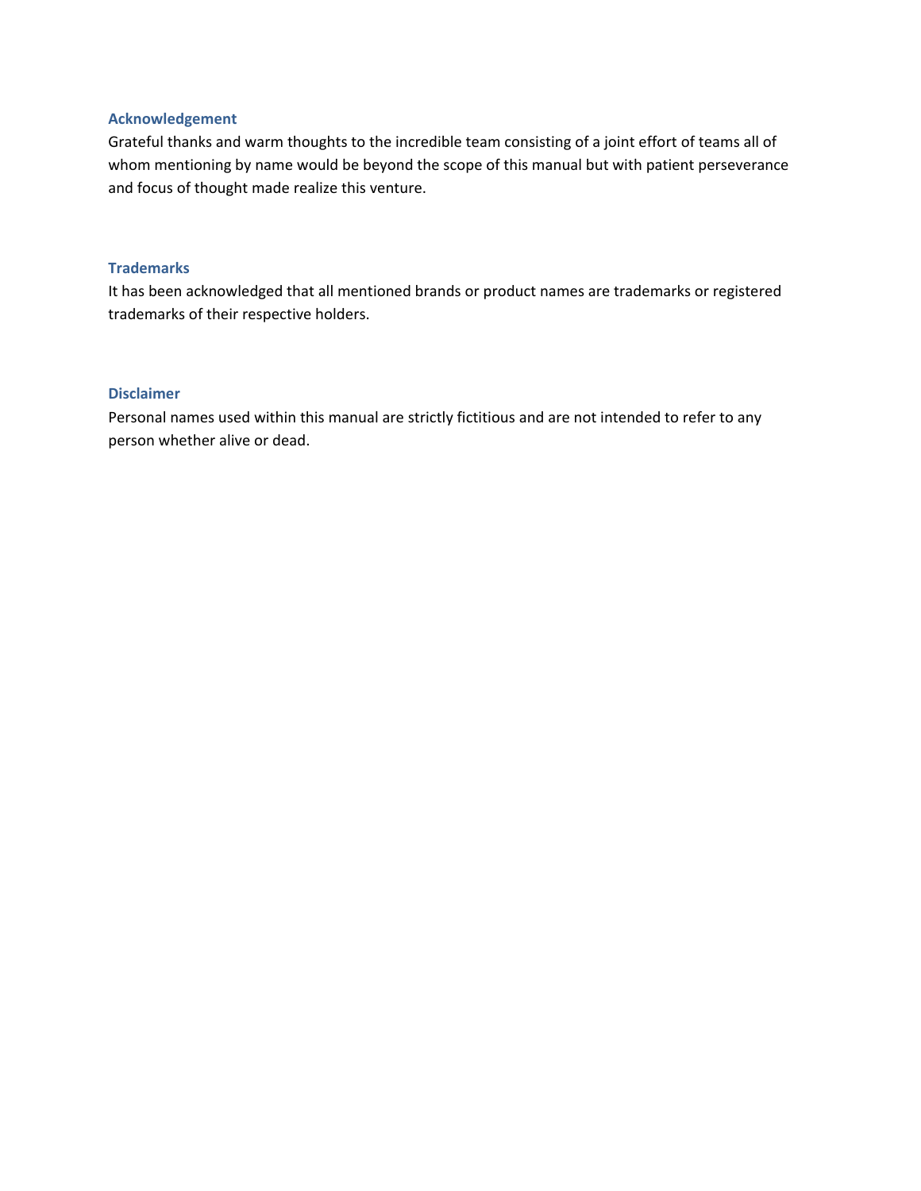### Acknowledgement

Grateful thanks and warm thoughts to the incredible team consisting of a joint effort of teams all of whom mentioning by name would be beyond the scope of this manual but with patient perseverance and focus of thought made realize this venture.

### Trademarks

It has been acknowledged that all mentioned brands or product names are trademarks or registered trademarks of their respective holders.

### Disclaimer

Personal names used within this manual are strictly fictitious and are not intended to refer to any person whether alive or dead.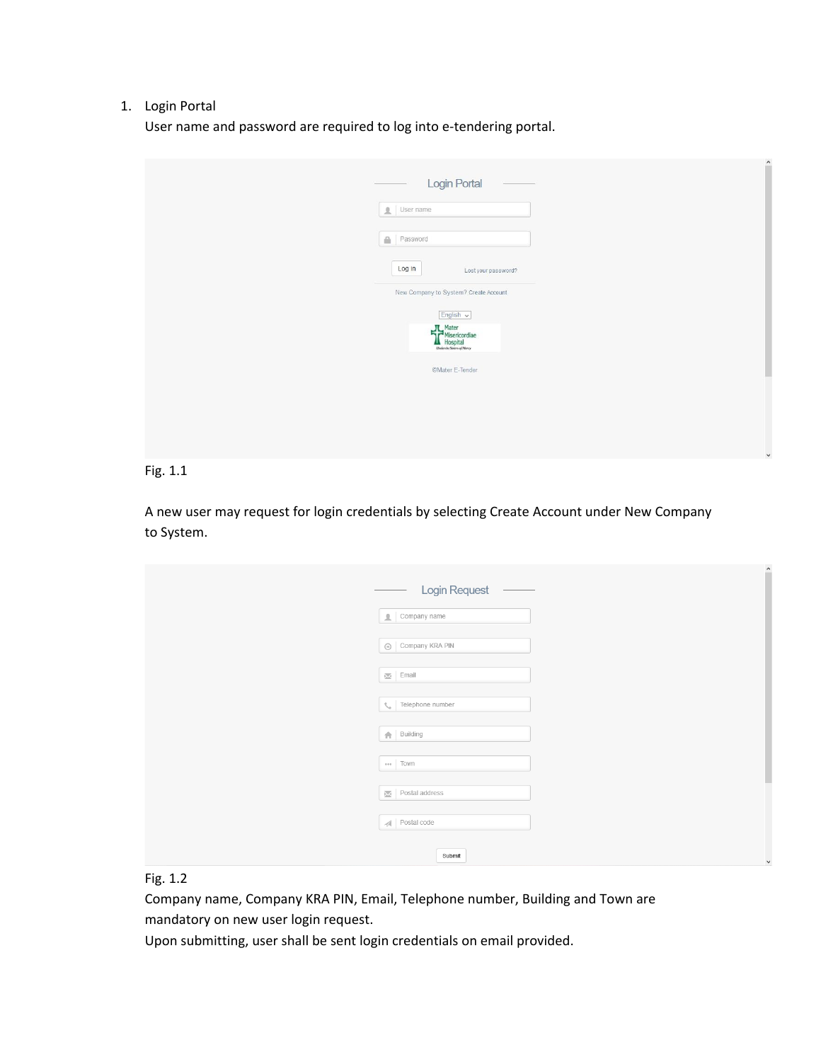1. Login Portal

   User name and password are required to log into e-tendering portal.

   Login Portal

   User name

   Password

   Log in     Lost your password?

   New Company to System? Create Account

   English

   Mater Misericordiae Hospital

   ©Mater E-Tender

   Fig. 1.1

   A new user may request for login credentials by selecting Create Account under New Company to System.

   Login Request

   Company name

   Company KRA PIN

   Email

   Telephone number

   Building

   Town

   Postal address

   Postal code

   Submit

   Fig. 1.2

   Company name, Company KRA PIN, Email, Telephone number, Building and Town are mandatory on new user login request.

   Upon submitting, user shall be sent login credentials on email provided.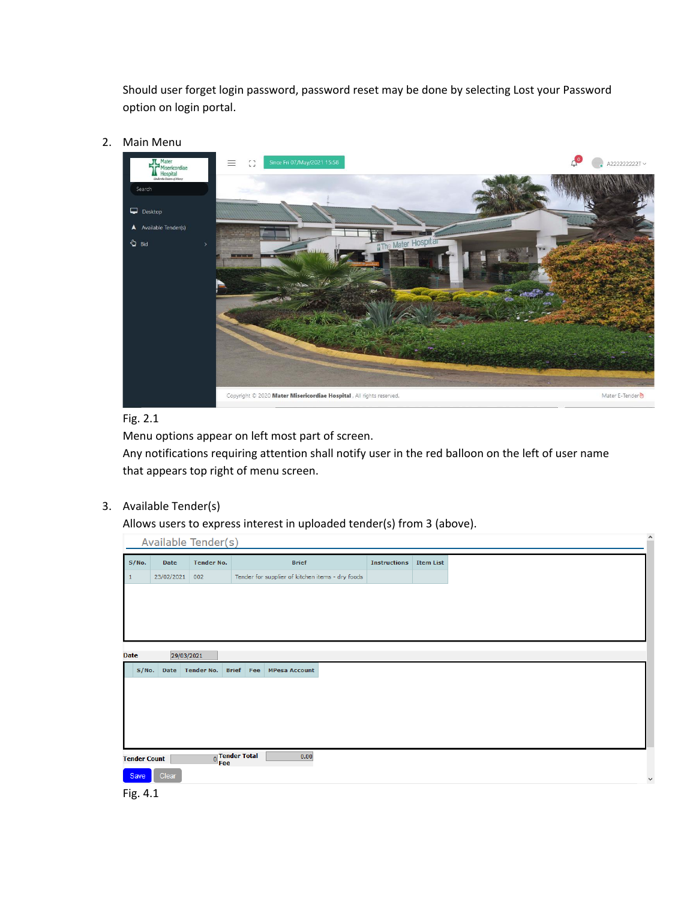Should user forget login password, password reset may be done by selecting Lost your Password option on login portal.

2. Main Menu

Fig. 2.1

Menu options appear on left most part of screen.

Any notifications requiring attention shall notify user in the red balloon on the left of user name that appears top right of menu screen.

3. Available Tender(s)

Allows users to express interest in uploaded tender(s) from 3 (above).

Fig. 4.1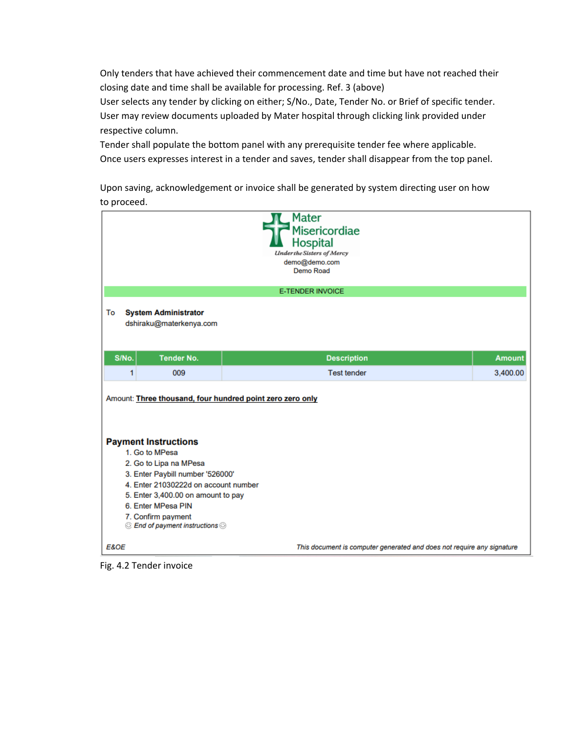Only tenders that have achieved their commencement date and time but have not reached their closing date and time shall be available for processing. Ref. 3 (above)

User selects any tender by clicking on either; S/No., Date, Tender No. or Brief of specific tender.

User may review documents uploaded by Mater hospital through clicking link provided under respective column.

Tender shall populate the bottom panel with any prerequisite tender fee where applicable.

Once users expresses interest in a tender and saves, tender shall disappear from the top panel.

Upon saving, acknowledgement or invoice shall be generated by system directing user on how to proceed.

Mater Misericordiae Hospital

*Under the Sisters of Mercy*

demo@demo.com

Demo Road

E-TENDER INVOICE

To **System Administrator**

dshiraku@materkenya.com

| S/No. | Tender No. | Description | Amount |
|---|---|---|---|
| 1 | 009 | Test tender | 3,400.00 |

Amount: **Three thousand, four hundred point zero zero only**

**Payment Instructions**

1. Go to MPesa
2. Go to Lipa na MPesa
3. Enter Paybill number '526000'
4. Enter 21030222d on account number
5. Enter 3,400.00 on amount to pay
6. Enter MPesa PIN
7. Confirm payment

☺ *End of payment instructions* ☺

*E&OE* *This document is computer generated and does not require any signature*

Fig. 4.2 Tender invoice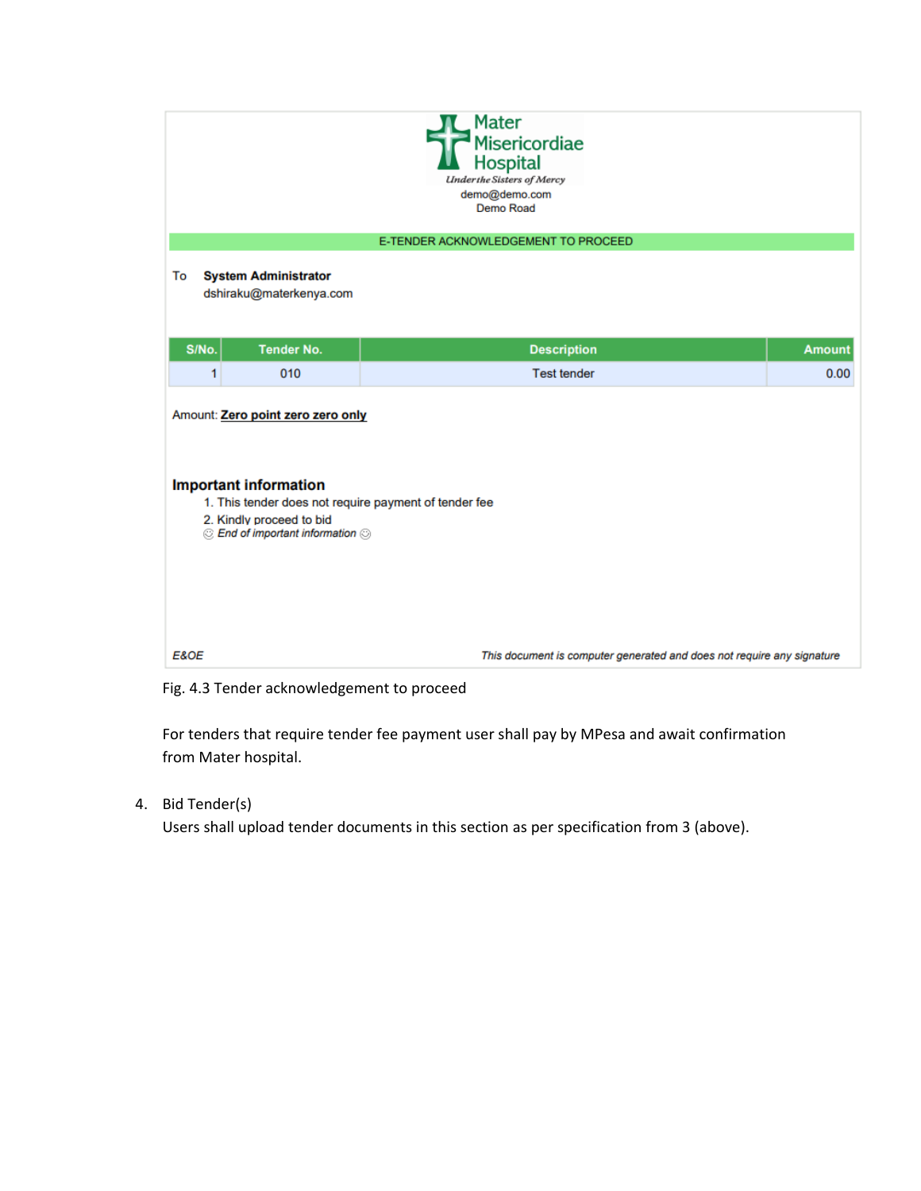Mater Misericordiae Hospital
*Under the Sisters of Mercy*
demo@demo.com
Demo Road

**E-TENDER ACKNOWLEDGEMENT TO PROCEED**

To **System Administrator**
dshiraku@materkenya.com

| S/No. | Tender No. | Description | Amount |
| --- | --- | --- | --- |
| 1 | 010 | Test tender | 0.00 |

Amount: **Zero point zero zero only**

### Important information

1. This tender does not require payment of tender fee
2. Kindly proceed to bid

☺ *End of important information* ☺

*E&OE* *This document is computer generated and does not require any signature*

Fig. 4.3 Tender acknowledgement to proceed

For tenders that require tender fee payment user shall pay by MPesa and await confirmation from Mater hospital.

4. Bid Tender(s)
   Users shall upload tender documents in this section as per specification from 3 (above).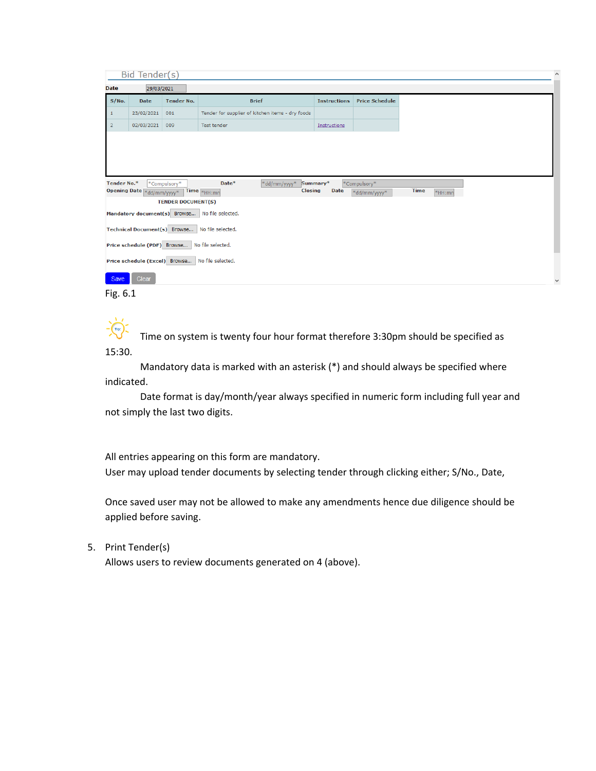Bid Tender(s)

Date 29/03/2021

| S/No. | Date | Tender No. | Brief | Instructions | Price Schedule |
|---|---|---|---|---|---|
| 1 | 23/02/2021 | 001 | Tender for supplier of kitchen items - dry foods | | |
| 2 | 02/03/2021 | 009 | Test tender | Instructions | |

Tender No.* *Compulsory* Date* *dd/mm/yyyy* Summary* *Compulsory*
Opening Date *dd/mm/yyyy* Time *HH:mn Closing Date *dd/mm/yyyy* Time *HH:mn

TENDER DOCUMENT(S)

Mandatory document(s) Browse... No file selected.

Technical Document(s) Browse... No file selected.

Price schedule (PDF) Browse... No file selected.

Price schedule (Excel) Browse... No file selected.

Save Clear

Fig. 6.1

Tip: Time on system is twenty four hour format therefore 3:30pm should be specified as 15:30.

Mandatory data is marked with an asterisk (*) and should always be specified where indicated.

Date format is day/month/year always specified in numeric form including full year and not simply the last two digits.

All entries appearing on this form are mandatory.
User may upload tender documents by selecting tender through clicking either; S/No., Date,

Once saved user may not be allowed to make any amendments hence due diligence should be applied before saving.

5. Print Tender(s)
   Allows users to review documents generated on 4 (above).